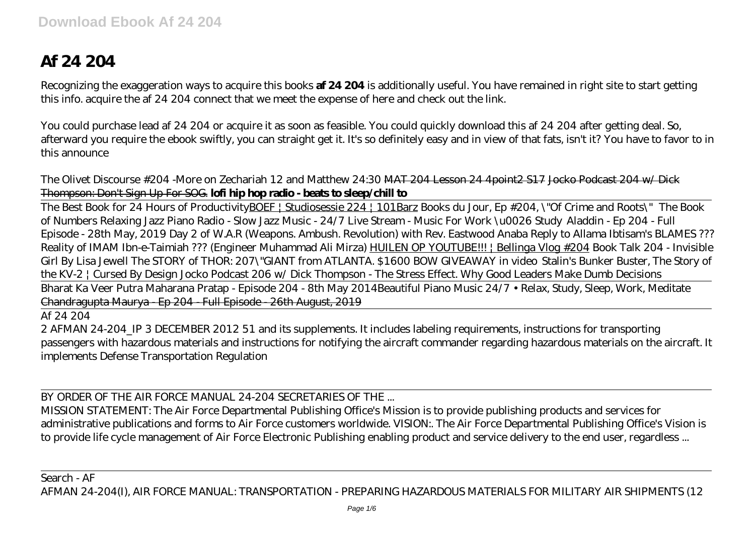# Af 24 204

Recognizing the exaggeration ways to acquire this books **af 24 204** is additionally useful. You have remained in right site to start getting this info. acquire the af 24 204 connect that we meet the expense of here and check out the link.

You could purchase lead af 24 204 or acquire it as soon as feasible. You could quickly download this af 24 204 after getting deal. So, afterward you require the ebook swiftly, you can straight get it. It's so definitely easy and in view of that fats, isn't it? You have to favor to in this announce

*The Olivet Discourse #204 -More on Zechariah 12 and Matthew 24:30* ~~MAT 204 Lesson 24 4point2 S17~~ ~~Jocko Podcast 204 w/ Dick Thompson: Don't Sign Up For SOG.~~ **lofi hip hop radio - beats to sleep/chill to**

The Best Book for 24 Hours of Productivity BOEF | Studiosessie 224 | 101Barz *Books du Jour, Ep #204, \"Of Crime and Roots\"* *The Book of Numbers* *Relaxing Jazz Piano Radio - Slow Jazz Music - 24/7 Live Stream - Music For Work \u0026 Study* *Aladdin - Ep 204 - Full Episode - 28th May, 2019* *Day 2 of W.A.R (Weapons. Ambush. Revolution) with Rev. Eastwood Anaba* *Reply to Allama Ibtisam's BLAMES ??? Reality of IMAM Ibn-e-Taimiah ??? (Engineer Muhammad Ali Mirza)* HUILEN OP YOUTUBE!!! | Bellinga Vlog #204 *Book Talk 204 - Invisible Girl By Lisa Jewell* *The STORY of THOR: 207\"GIANT from ATLANTA. $1600 BOW GIVEAWAY in video* *Stalin's Bunker Buster, The Story of the KV-2 | Cursed By Design* *Jocko Podcast 206 w/ Dick Thompson - The Stress Effect. Why Good Leaders Make Dumb Decisions*

Bharat Ka Veer Putra Maharana Pratap - Episode 204 - 8th May 2014 *Beautiful Piano Music 24/7 • Relax, Study, Sleep, Work, Meditate* ~~Chandragupta Maurya - Ep 204 - Full Episode - 26th August, 2019~~

Af 24 204

2 AFMAN 24-204_IP 3 DECEMBER 2012 51 and its supplements. It includes labeling requirements, instructions for transporting passengers with hazardous materials and instructions for notifying the aircraft commander regarding hazardous materials on the aircraft. It implements Defense Transportation Regulation

BY ORDER OF THE AIR FORCE MANUAL 24-204 SECRETARIES OF THE ...

MISSION STATEMENT: The Air Force Departmental Publishing Office's Mission is to provide publishing products and services for administrative publications and forms to Air Force customers worldwide. VISION:. The Air Force Departmental Publishing Office's Vision is to provide life cycle management of Air Force Electronic Publishing enabling product and service delivery to the end user, regardless ...

Search - AF

AFMAN 24-204(I), AIR FORCE MANUAL: TRANSPORTATION - PREPARING HAZARDOUS MATERIALS FOR MILITARY AIR SHIPMENTS (12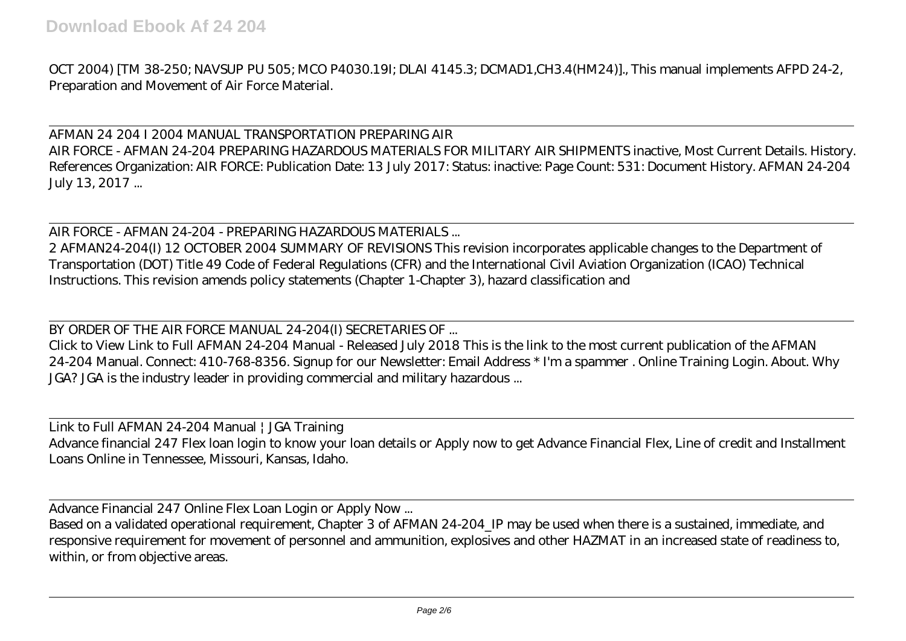OCT 2004) [TM 38-250; NAVSUP PU 505; MCO P4030.19I; DLAI 4145.3; DCMAD1,CH3.4(HM24)]., This manual implements AFPD 24-2, Preparation and Movement of Air Force Material.

---

AFMAN 24 204 I 2004 MANUAL TRANSPORTATION PREPARING AIR

AIR FORCE - AFMAN 24-204 PREPARING HAZARDOUS MATERIALS FOR MILITARY AIR SHIPMENTS inactive, Most Current Details. History. References Organization: AIR FORCE: Publication Date: 13 July 2017: Status: inactive: Page Count: 531: Document History. AFMAN 24-204 July 13, 2017 ...

---

AIR FORCE - AFMAN 24-204 - PREPARING HAZARDOUS MATERIALS ...

2 AFMAN24-204(I) 12 OCTOBER 2004 SUMMARY OF REVISIONS This revision incorporates applicable changes to the Department of Transportation (DOT) Title 49 Code of Federal Regulations (CFR) and the International Civil Aviation Organization (ICAO) Technical Instructions. This revision amends policy statements (Chapter 1-Chapter 3), hazard classification and

---

BY ORDER OF THE AIR FORCE MANUAL 24-204(I) SECRETARIES OF ...

Click to View Link to Full AFMAN 24-204 Manual - Released July 2018 This is the link to the most current publication of the AFMAN 24-204 Manual. Connect: 410-768-8356. Signup for our Newsletter: Email Address * I'm a spammer . Online Training Login. About. Why JGA? JGA is the industry leader in providing commercial and military hazardous ...

---

Link to Full AFMAN 24-204 Manual | JGA Training

Advance financial 247 Flex loan login to know your loan details or Apply now to get Advance Financial Flex, Line of credit and Installment Loans Online in Tennessee, Missouri, Kansas, Idaho.

---

Advance Financial 247 Online Flex Loan Login or Apply Now ...

Based on a validated operational requirement, Chapter 3 of AFMAN 24-204_IP may be used when there is a sustained, immediate, and responsive requirement for movement of personnel and ammunition, explosives and other HAZMAT in an increased state of readiness to, within, or from objective areas.

---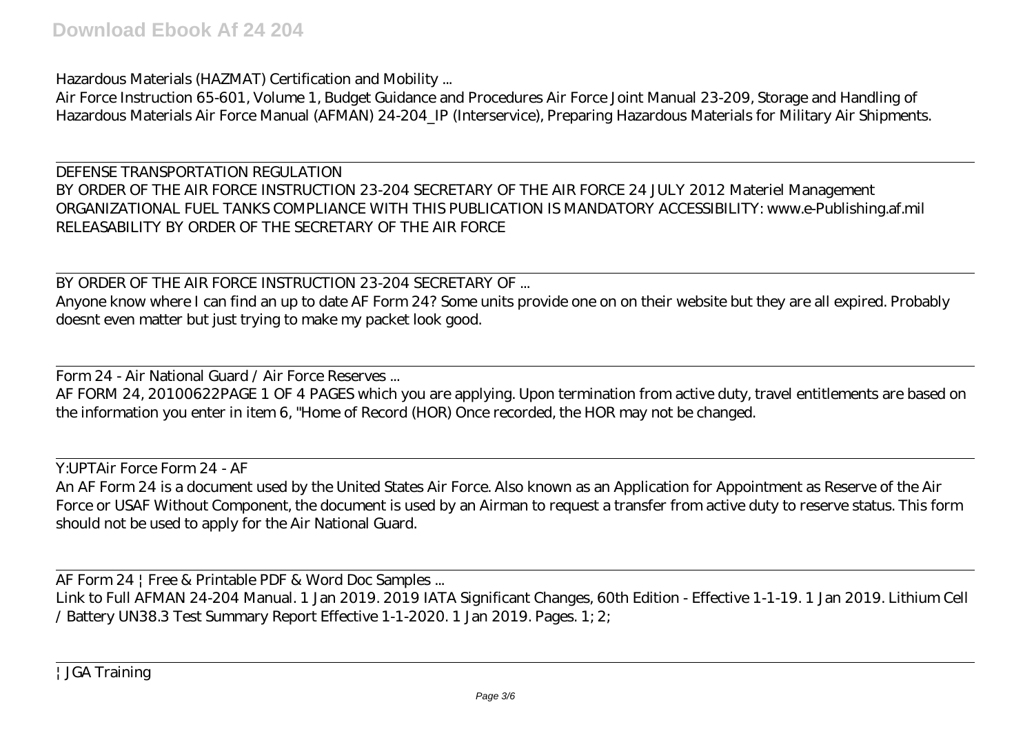Hazardous Materials (HAZMAT) Certification and Mobility ...

Air Force Instruction 65-601, Volume 1, Budget Guidance and Procedures Air Force Joint Manual 23-209, Storage and Handling of Hazardous Materials Air Force Manual (AFMAN) 24-204_IP (Interservice), Preparing Hazardous Materials for Military Air Shipments.

---

DEFENSE TRANSPORTATION REGULATION

BY ORDER OF THE AIR FORCE INSTRUCTION 23-204 SECRETARY OF THE AIR FORCE 24 JULY 2012 Materiel Management ORGANIZATIONAL FUEL TANKS COMPLIANCE WITH THIS PUBLICATION IS MANDATORY ACCESSIBILITY: www.e-Publishing.af.mil RELEASABILITY BY ORDER OF THE SECRETARY OF THE AIR FORCE

---

BY ORDER OF THE AIR FORCE INSTRUCTION 23-204 SECRETARY OF ...

Anyone know where I can find an up to date AF Form 24? Some units provide one on on their website but they are all expired. Probably doesnt even matter but just trying to make my packet look good.

---

Form 24 - Air National Guard / Air Force Reserves ...

AF FORM 24, 20100622PAGE 1 OF 4 PAGES which you are applying. Upon termination from active duty, travel entitlements are based on the information you enter in item 6, "Home of Record (HOR) Once recorded, the HOR may not be changed.

---

Y:UPTAir Force Form 24 - AF

An AF Form 24 is a document used by the United States Air Force. Also known as an Application for Appointment as Reserve of the Air Force or USAF Without Component, the document is used by an Airman to request a transfer from active duty to reserve status. This form should not be used to apply for the Air National Guard.

---

AF Form 24 | Free & Printable PDF & Word Doc Samples ...

Link to Full AFMAN 24-204 Manual. 1 Jan 2019. 2019 IATA Significant Changes, 60th Edition - Effective 1-1-19. 1 Jan 2019. Lithium Cell / Battery UN38.3 Test Summary Report Effective 1-1-2020. 1 Jan 2019. Pages. 1; 2;

---

| JGA Training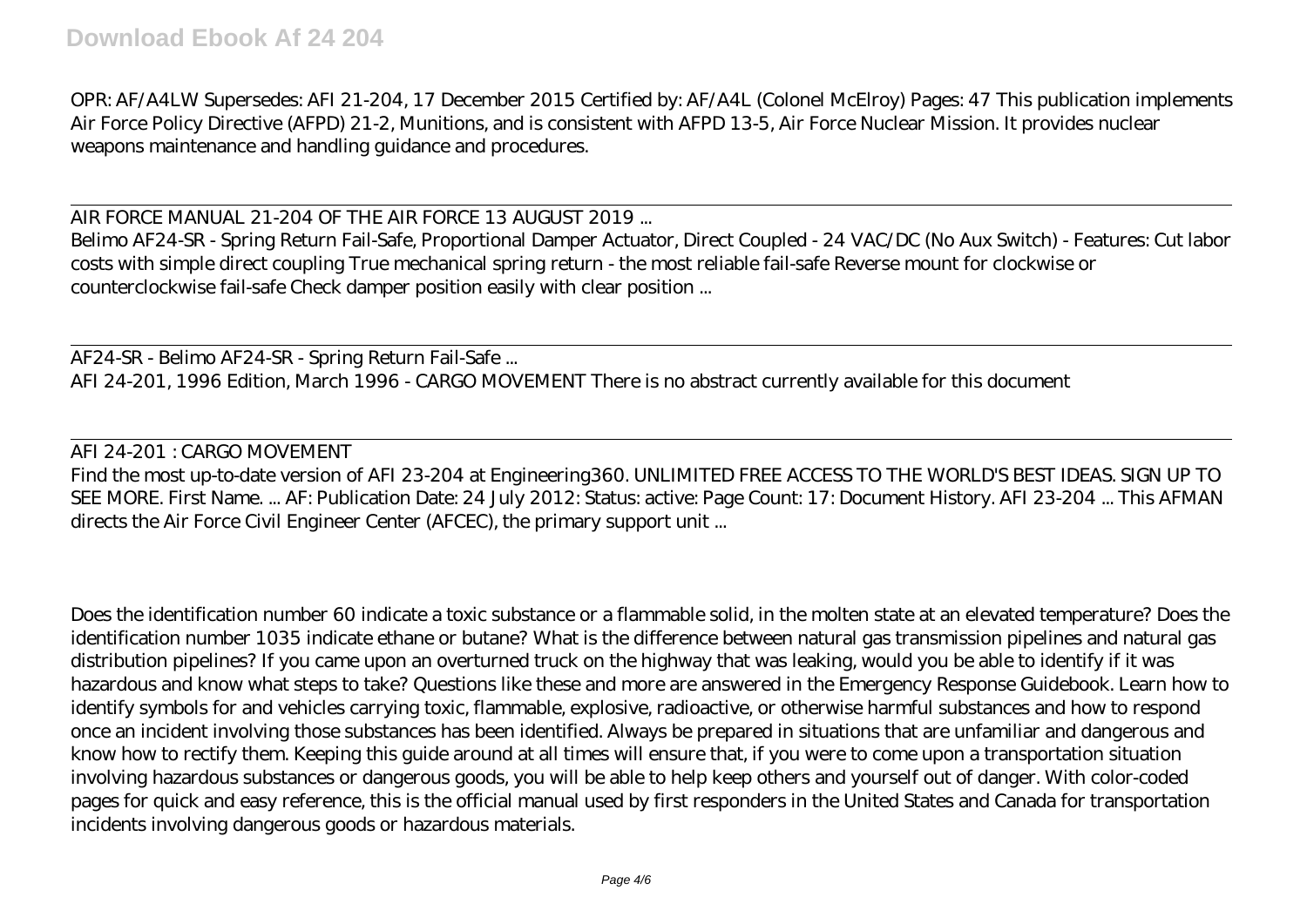OPR: AF/A4LW Supersedes: AFI 21-204, 17 December 2015 Certified by: AF/A4L (Colonel McElroy) Pages: 47 This publication implements Air Force Policy Directive (AFPD) 21-2, Munitions, and is consistent with AFPD 13-5, Air Force Nuclear Mission. It provides nuclear weapons maintenance and handling guidance and procedures.

---

AIR FORCE MANUAL 21-204 OF THE AIR FORCE 13 AUGUST 2019 ...

Belimo AF24-SR - Spring Return Fail-Safe, Proportional Damper Actuator, Direct Coupled - 24 VAC/DC (No Aux Switch) - Features: Cut labor costs with simple direct coupling True mechanical spring return - the most reliable fail-safe Reverse mount for clockwise or counterclockwise fail-safe Check damper position easily with clear position ...

---

AF24-SR - Belimo AF24-SR - Spring Return Fail-Safe ...

AFI 24-201, 1996 Edition, March 1996 - CARGO MOVEMENT There is no abstract currently available for this document

---

AFI 24-201 : CARGO MOVEMENT

Find the most up-to-date version of AFI 23-204 at Engineering360. UNLIMITED FREE ACCESS TO THE WORLD'S BEST IDEAS. SIGN UP TO SEE MORE. First Name. ... AF: Publication Date: 24 July 2012: Status: active: Page Count: 17: Document History. AFI 23-204 ... This AFMAN directs the Air Force Civil Engineer Center (AFCEC), the primary support unit ...

Does the identification number 60 indicate a toxic substance or a flammable solid, in the molten state at an elevated temperature? Does the identification number 1035 indicate ethane or butane? What is the difference between natural gas transmission pipelines and natural gas distribution pipelines? If you came upon an overturned truck on the highway that was leaking, would you be able to identify if it was hazardous and know what steps to take? Questions like these and more are answered in the Emergency Response Guidebook. Learn how to identify symbols for and vehicles carrying toxic, flammable, explosive, radioactive, or otherwise harmful substances and how to respond once an incident involving those substances has been identified. Always be prepared in situations that are unfamiliar and dangerous and know how to rectify them. Keeping this guide around at all times will ensure that, if you were to come upon a transportation situation involving hazardous substances or dangerous goods, you will be able to help keep others and yourself out of danger. With color-coded pages for quick and easy reference, this is the official manual used by first responders in the United States and Canada for transportation incidents involving dangerous goods or hazardous materials.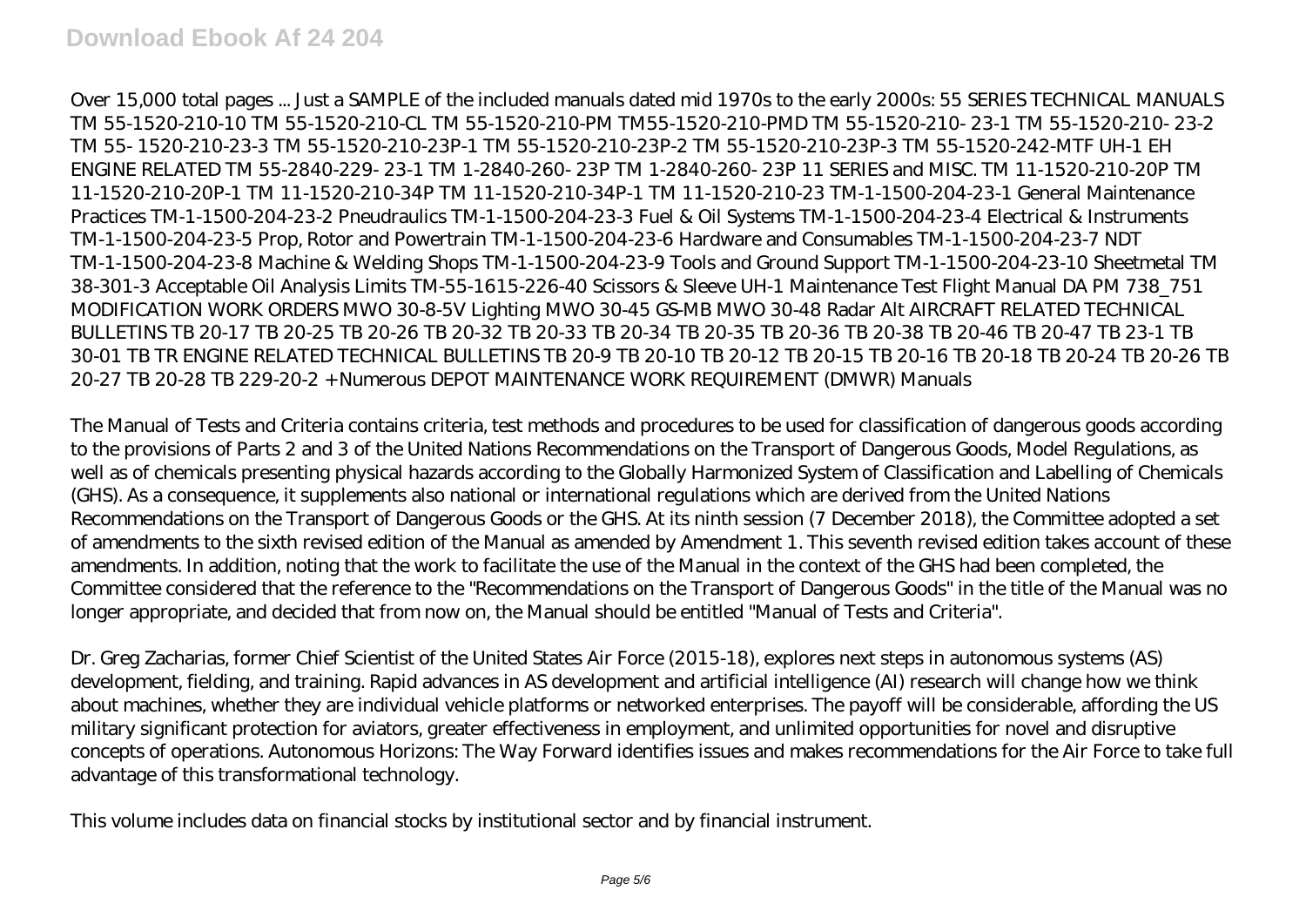Over 15,000 total pages ... Just a SAMPLE of the included manuals dated mid 1970s to the early 2000s: 55 SERIES TECHNICAL MANUALS TM 55-1520-210-10 TM 55-1520-210-CL TM 55-1520-210-PM TM55-1520-210-PMD TM 55-1520-210- 23-1 TM 55-1520-210- 23-2 TM 55- 1520-210-23-3 TM 55-1520-210-23P-1 TM 55-1520-210-23P-2 TM 55-1520-210-23P-3 TM 55-1520-242-MTF UH-1 EH ENGINE RELATED TM 55-2840-229- 23-1 TM 1-2840-260- 23P TM 1-2840-260- 23P 11 SERIES and MISC. TM 11-1520-210-20P TM 11-1520-210-20P-1 TM 11-1520-210-34P TM 11-1520-210-34P-1 TM 11-1520-210-23 TM-1-1500-204-23-1 General Maintenance Practices TM-1-1500-204-23-2 Pneudraulics TM-1-1500-204-23-3 Fuel & Oil Systems TM-1-1500-204-23-4 Electrical & Instruments TM-1-1500-204-23-5 Prop, Rotor and Powertrain TM-1-1500-204-23-6 Hardware and Consumables TM-1-1500-204-23-7 NDT TM-1-1500-204-23-8 Machine & Welding Shops TM-1-1500-204-23-9 Tools and Ground Support TM-1-1500-204-23-10 Sheetmetal TM 38-301-3 Acceptable Oil Analysis Limits TM-55-1615-226-40 Scissors & Sleeve UH-1 Maintenance Test Flight Manual DA PM 738_751 MODIFICATION WORK ORDERS MWO 30-8-5V Lighting MWO 30-45 GS-MB MWO 30-48 Radar Alt AIRCRAFT RELATED TECHNICAL BULLETINS TB 20-17 TB 20-25 TB 20-26 TB 20-32 TB 20-33 TB 20-34 TB 20-35 TB 20-36 TB 20-38 TB 20-46 TB 20-47 TB 23-1 TB 30-01 TB TR ENGINE RELATED TECHNICAL BULLETINS TB 20-9 TB 20-10 TB 20-12 TB 20-15 TB 20-16 TB 20-18 TB 20-24 TB 20-26 TB 20-27 TB 20-28 TB 229-20-2 + Numerous DEPOT MAINTENANCE WORK REQUIREMENT (DMWR) Manuals

The Manual of Tests and Criteria contains criteria, test methods and procedures to be used for classification of dangerous goods according to the provisions of Parts 2 and 3 of the United Nations Recommendations on the Transport of Dangerous Goods, Model Regulations, as well as of chemicals presenting physical hazards according to the Globally Harmonized System of Classification and Labelling of Chemicals (GHS). As a consequence, it supplements also national or international regulations which are derived from the United Nations Recommendations on the Transport of Dangerous Goods or the GHS. At its ninth session (7 December 2018), the Committee adopted a set of amendments to the sixth revised edition of the Manual as amended by Amendment 1. This seventh revised edition takes account of these amendments. In addition, noting that the work to facilitate the use of the Manual in the context of the GHS had been completed, the Committee considered that the reference to the "Recommendations on the Transport of Dangerous Goods" in the title of the Manual was no longer appropriate, and decided that from now on, the Manual should be entitled "Manual of Tests and Criteria".

Dr. Greg Zacharias, former Chief Scientist of the United States Air Force (2015-18), explores next steps in autonomous systems (AS) development, fielding, and training. Rapid advances in AS development and artificial intelligence (AI) research will change how we think about machines, whether they are individual vehicle platforms or networked enterprises. The payoff will be considerable, affording the US military significant protection for aviators, greater effectiveness in employment, and unlimited opportunities for novel and disruptive concepts of operations. Autonomous Horizons: The Way Forward identifies issues and makes recommendations for the Air Force to take full advantage of this transformational technology.

This volume includes data on financial stocks by institutional sector and by financial instrument.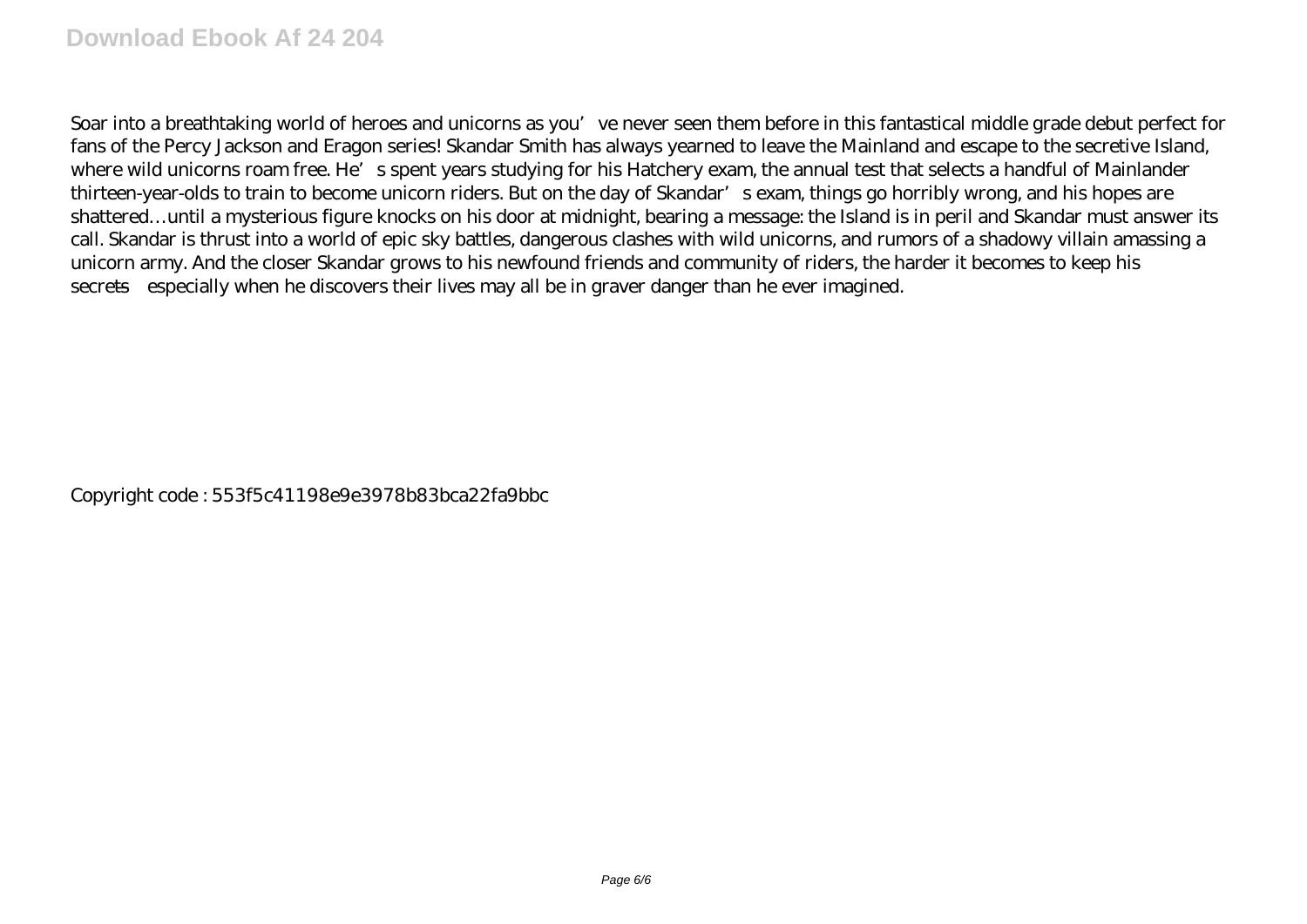Soar into a breathtaking world of heroes and unicorns as you've never seen them before in this fantastical middle grade debut perfect for fans of the Percy Jackson and Eragon series! Skandar Smith has always yearned to leave the Mainland and escape to the secretive Island, where wild unicorns roam free. He's spent years studying for his Hatchery exam, the annual test that selects a handful of Mainlander thirteen-year-olds to train to become unicorn riders. But on the day of Skandar's exam, things go horribly wrong, and his hopes are shattered…until a mysterious figure knocks on his door at midnight, bearing a message: the Island is in peril and Skandar must answer its call. Skandar is thrust into a world of epic sky battles, dangerous clashes with wild unicorns, and rumors of a shadowy villain amassing a unicorn army. And the closer Skandar grows to his newfound friends and community of riders, the harder it becomes to keep his secrets—especially when he discovers their lives may all be in graver danger than he ever imagined.

Copyright code : 553f5c41198e9e3978b83bca22fa9bbc